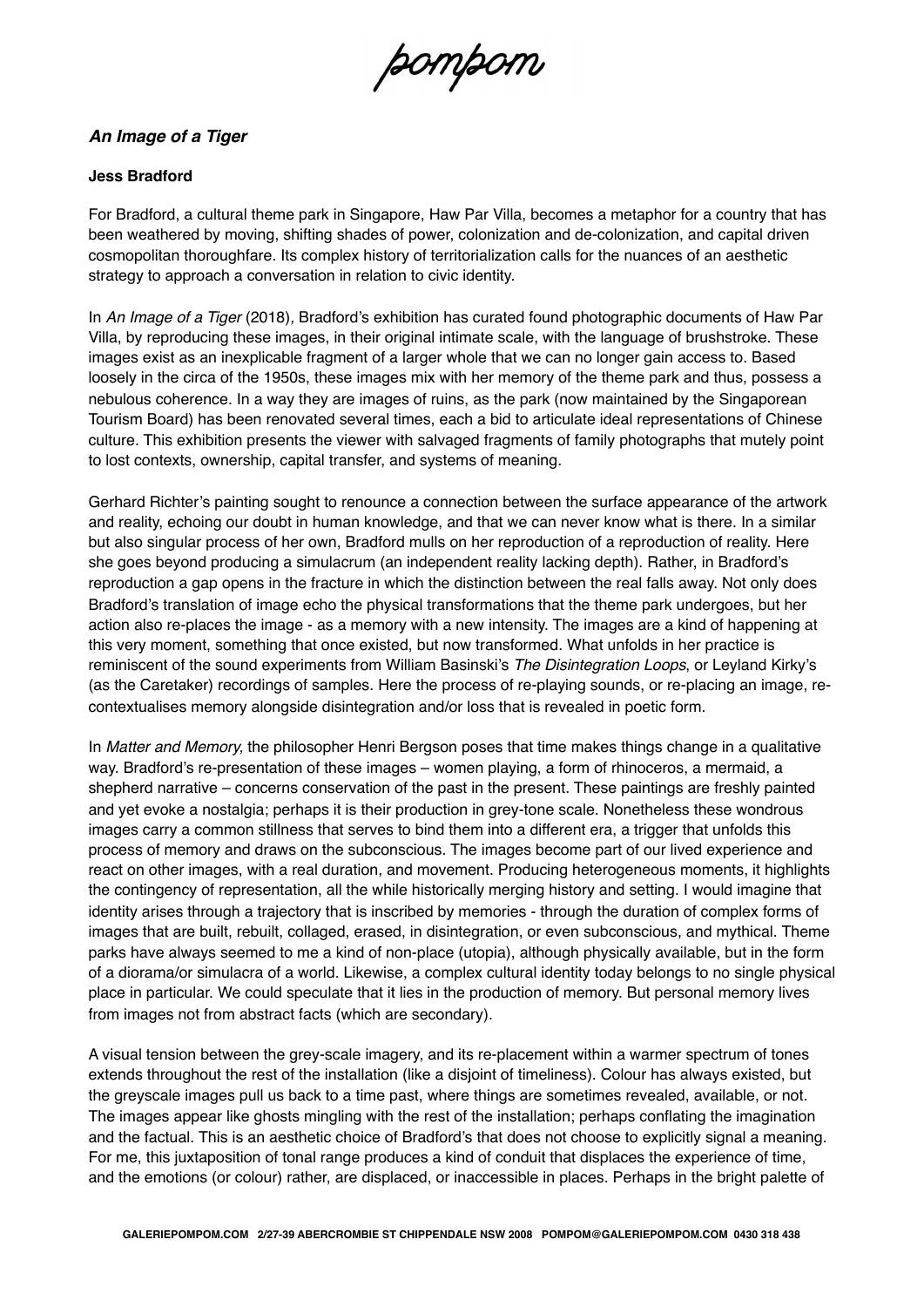pompom

***An Image of a Tiger***

**Jess Bradford**

For Bradford, a cultural theme park in Singapore, Haw Par Villa, becomes a metaphor for a country that has been weathered by moving, shifting shades of power, colonization and de-colonization, and capital driven cosmopolitan thoroughfare. Its complex history of territorialization calls for the nuances of an aesthetic strategy to approach a conversation in relation to civic identity.

In *An Image of a Tiger* (2018), Bradford's exhibition has curated found photographic documents of Haw Par Villa, by reproducing these images, in their original intimate scale, with the language of brushstroke. These images exist as an inexplicable fragment of a larger whole that we can no longer gain access to. Based loosely in the circa of the 1950s, these images mix with her memory of the theme park and thus, possess a nebulous coherence. In a way they are images of ruins, as the park (now maintained by the Singaporean Tourism Board) has been renovated several times, each a bid to articulate ideal representations of Chinese culture. This exhibition presents the viewer with salvaged fragments of family photographs that mutely point to lost contexts, ownership, capital transfer, and systems of meaning.

Gerhard Richter's painting sought to renounce a connection between the surface appearance of the artwork and reality, echoing our doubt in human knowledge, and that we can never know what is there. In a similar but also singular process of her own, Bradford mulls on her reproduction of a reproduction of reality. Here she goes beyond producing a simulacrum (an independent reality lacking depth). Rather, in Bradford's reproduction a gap opens in the fracture in which the distinction between the real falls away. Not only does Bradford's translation of image echo the physical transformations that the theme park undergoes, but her action also re-places the image - as a memory with a new intensity. The images are a kind of happening at this very moment, something that once existed, but now transformed. What unfolds in her practice is reminiscent of the sound experiments from William Basinski's *The Disintegration Loops*, or Leyland Kirky's (as the Caretaker) recordings of samples. Here the process of re-playing sounds, or re-placing an image, re-contextualises memory alongside disintegration and/or loss that is revealed in poetic form.

In *Matter and Memory,* the philosopher Henri Bergson poses that time makes things change in a qualitative way. Bradford's re-presentation of these images – women playing, a form of rhinoceros, a mermaid, a shepherd narrative – concerns conservation of the past in the present. These paintings are freshly painted and yet evoke a nostalgia; perhaps it is their production in grey-tone scale. Nonetheless these wondrous images carry a common stillness that serves to bind them into a different era, a trigger that unfolds this process of memory and draws on the subconscious. The images become part of our lived experience and react on other images, with a real duration, and movement. Producing heterogeneous moments, it highlights the contingency of representation, all the while historically merging history and setting. I would imagine that identity arises through a trajectory that is inscribed by memories - through the duration of complex forms of images that are built, rebuilt, collaged, erased, in disintegration, or even subconscious, and mythical. Theme parks have always seemed to me a kind of non-place (utopia), although physically available, but in the form of a diorama/or simulacra of a world. Likewise, a complex cultural identity today belongs to no single physical place in particular. We could speculate that it lies in the production of memory. But personal memory lives from images not from abstract facts (which are secondary).

A visual tension between the grey-scale imagery, and its re-placement within a warmer spectrum of tones extends throughout the rest of the installation (like a disjoint of timeliness). Colour has always existed, but the greyscale images pull us back to a time past, where things are sometimes revealed, available, or not. The images appear like ghosts mingling with the rest of the installation; perhaps conflating the imagination and the factual. This is an aesthetic choice of Bradford's that does not choose to explicitly signal a meaning. For me, this juxtaposition of tonal range produces a kind of conduit that displaces the experience of time, and the emotions (or colour) rather, are displaced, or inaccessible in places. Perhaps in the bright palette of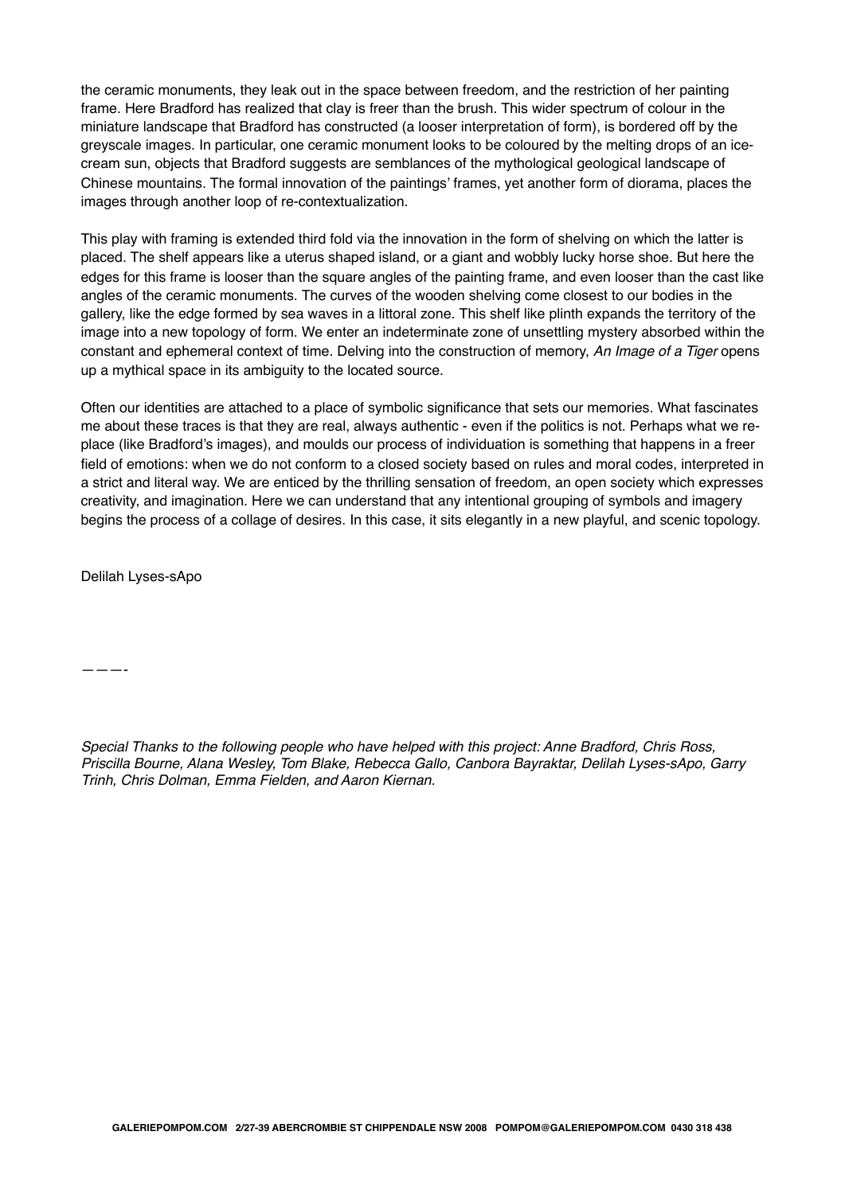the ceramic monuments, they leak out in the space between freedom, and the restriction of her painting frame. Here Bradford has realized that clay is freer than the brush. This wider spectrum of colour in the miniature landscape that Bradford has constructed (a looser interpretation of form), is bordered off by the greyscale images. In particular, one ceramic monument looks to be coloured by the melting drops of an ice-cream sun, objects that Bradford suggests are semblances of the mythological geological landscape of Chinese mountains. The formal innovation of the paintings' frames, yet another form of diorama, places the images through another loop of re-contextualization.

This play with framing is extended third fold via the innovation in the form of shelving on which the latter is placed. The shelf appears like a uterus shaped island, or a giant and wobbly lucky horse shoe. But here the edges for this frame is looser than the square angles of the painting frame, and even looser than the cast like angles of the ceramic monuments. The curves of the wooden shelving come closest to our bodies in the gallery, like the edge formed by sea waves in a littoral zone. This shelf like plinth expands the territory of the image into a new topology of form. We enter an indeterminate zone of unsettling mystery absorbed within the constant and ephemeral context of time. Delving into the construction of memory, *An Image of a Tiger* opens up a mythical space in its ambiguity to the located source.

Often our identities are attached to a place of symbolic significance that sets our memories. What fascinates me about these traces is that they are real, always authentic - even if the politics is not. Perhaps what we re-place (like Bradford's images), and moulds our process of individuation is something that happens in a freer field of emotions: when we do not conform to a closed society based on rules and moral codes, interpreted in a strict and literal way. We are enticed by the thrilling sensation of freedom, an open society which expresses creativity, and imagination. Here we can understand that any intentional grouping of symbols and imagery begins the process of a collage of desires. In this case, it sits elegantly in a new playful, and scenic topology.

Delilah Lyses-sApo

———-

*Special Thanks to the following people who have helped with this project: Anne Bradford, Chris Ross, Priscilla Bourne, Alana Wesley, Tom Blake, Rebecca Gallo, Canbora Bayraktar, Delilah Lyses-sApo, Garry Trinh, Chris Dolman, Emma Fielden, and Aaron Kiernan.*

GALERIEPOMPOM.COM 2/27-39 ABERCROMBIE ST CHIPPENDALE NSW 2008 POMPOM@GALERIEPOMPOM.COM 0430 318 438